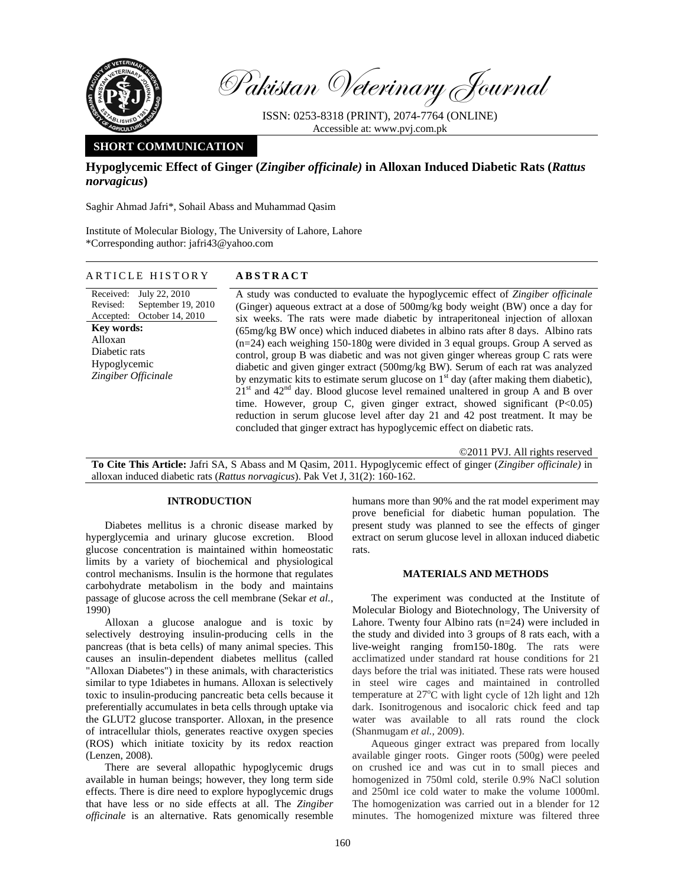Pakistan Veterinary Journal

ISSN: 0253-8318 (PRINT), 2074-7764 (ONLINE)
Accessible at: www.pvj.com.pk

**SHORT COMMUNICATION**

# Hypoglycemic Effect of Ginger (*Zingiber officinale)* in Alloxan Induced Diabetic Rats (*Rattus norvagicus*)

Saghir Ahmad Jafri*, Sohail Abass and Muhammad Qasim

Institute of Molecular Biology, The University of Lahore, Lahore
*Corresponding author: jafri43@yahoo.com

## ARTICLE HISTORY

Received: July 22, 2010
Revised: September 19, 2010
Accepted: October 14, 2010

**Key words:**
Alloxan
Diabetic rats
Hypoglycemic
*Zingiber Officinale*

## ABSTRACT

A study was conducted to evaluate the hypoglycemic effect of *Zingiber officinale* (Ginger) aqueous extract at a dose of 500mg/kg body weight (BW) once a day for six weeks. The rats were made diabetic by intraperitoneal injection of alloxan (65mg/kg BW once) which induced diabetes in albino rats after 8 days. Albino rats (n=24) each weighing 150-180g were divided in 3 equal groups. Group A served as control, group B was diabetic and was not given ginger whereas group C rats were diabetic and given ginger extract (500mg/kg BW). Serum of each rat was analyzed by enzymatic kits to estimate serum glucose on 1st day (after making them diabetic), 21st and 42nd day. Blood glucose level remained unaltered in group A and B over time. However, group C, given ginger extract, showed significant ($P<0.05$) reduction in serum glucose level after day 21 and 42 post treatment. It may be concluded that ginger extract has hypoglycemic effect on diabetic rats.

©2011 PVJ. All rights reserved

**To Cite This Article:** Jafri SA, S Abass and M Qasim, 2011. Hypoglycemic effect of ginger (*Zingiber officinale)* in alloxan induced diabetic rats (*Rattus norvagicus*). Pak Vet J, 31(2): 160-162.

## INTRODUCTION

Diabetes mellitus is a chronic disease marked by hyperglycemia and urinary glucose excretion. Blood glucose concentration is maintained within homeostatic limits by a variety of biochemical and physiological control mechanisms. Insulin is the hormone that regulates carbohydrate metabolism in the body and maintains passage of glucose across the cell membrane (Sekar *et al.,* 1990)

Alloxan a glucose analogue and is toxic by selectively destroying insulin-producing cells in the pancreas (that is beta cells) of many animal species. This causes an insulin-dependent diabetes mellitus (called "Alloxan Diabetes") in these animals, with characteristics similar to type 1diabetes in humans. Alloxan is selectively toxic to insulin-producing pancreatic beta cells because it preferentially accumulates in beta cells through uptake via the GLUT2 glucose transporter. Alloxan, in the presence of intracellular thiols, generates reactive oxygen species (ROS) which initiate toxicity by its redox reaction (Lenzen, 2008).

There are several allopathic hypoglycemic drugs available in human beings; however, they long term side effects. There is dire need to explore hypoglycemic drugs that have less or no side effects at all. The *Zingiber officinale* is an alternative. Rats genomically resemble humans more than 90% and the rat model experiment may prove beneficial for diabetic human population. The present study was planned to see the effects of ginger extract on serum glucose level in alloxan induced diabetic rats.

## MATERIALS AND METHODS

The experiment was conducted at the Institute of Molecular Biology and Biotechnology, The University of Lahore. Twenty four Albino rats (n=24) were included in the study and divided into 3 groups of 8 rats each, with a live-weight ranging from150-180g. The rats were acclimatized under standard rat house conditions for 21 days before the trial was initiated. These rats were housed in steel wire cages and maintained in controlled temperature at 27°C with light cycle of 12h light and 12h dark. Isonitrogenous and isocaloric chick feed and tap water was available to all rats round the clock (Shanmugam *et al.,* 2009).

Aqueous ginger extract was prepared from locally available ginger roots. Ginger roots (500g) were peeled on crushed ice and was cut in to small pieces and homogenized in 750ml cold, sterile 0.9% NaCl solution and 250ml ice cold water to make the volume 1000ml. The homogenization was carried out in a blender for 12 minutes. The homogenized mixture was filtered three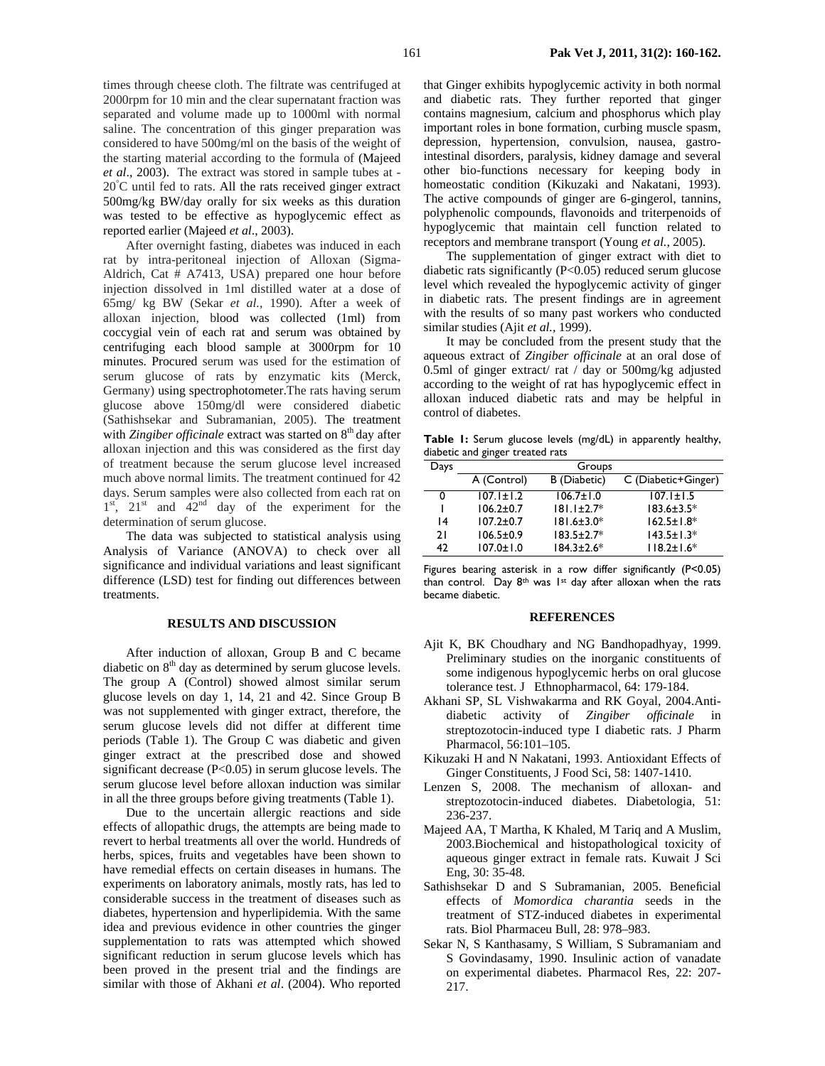times through cheese cloth. The filtrate was centrifuged at 2000rpm for 10 min and the clear supernatant fraction was separated and volume made up to 1000ml with normal saline. The concentration of this ginger preparation was considered to have 500mg/ml on the basis of the weight of the starting material according to the formula of (Majeed *et al*., 2003). The extract was stored in sample tubes at -20°C until fed to rats. All the rats received ginger extract 500mg/kg BW/day orally for six weeks as this duration was tested to be effective as hypoglycemic effect as reported earlier (Majeed *et al*., 2003).

After overnight fasting, diabetes was induced in each rat by intra-peritoneal injection of Alloxan (Sigma-Aldrich, Cat # A7413, USA) prepared one hour before injection dissolved in 1ml distilled water at a dose of 65mg/ kg BW (Sekar *et al.,* 1990). After a week of alloxan injection, blood was collected (1ml) from coccygial vein of each rat and serum was obtained by centrifuging each blood sample at 3000rpm for 10 minutes. Procured serum was used for the estimation of serum glucose of rats by enzymatic kits (Merck, Germany) using spectrophotometer.The rats having serum glucose above 150mg/dl were considered diabetic (Sathishsekar and Subramanian, 2005). The treatment with *Zingiber officinale* extract was started on 8th day after alloxan injection and this was considered as the first day of treatment because the serum glucose level increased much above normal limits. The treatment continued for 42 days. Serum samples were also collected from each rat on 1st, 21st and 42nd day of the experiment for the determination of serum glucose.

The data was subjected to statistical analysis using Analysis of Variance (ANOVA) to check over all significance and individual variations and least significant difference (LSD) test for finding out differences between treatments.

## RESULTS AND DISCUSSION

After induction of alloxan, Group B and C became diabetic on 8th day as determined by serum glucose levels. The group A (Control) showed almost similar serum glucose levels on day 1, 14, 21 and 42. Since Group B was not supplemented with ginger extract, therefore, the serum glucose levels did not differ at different time periods (Table 1). The Group C was diabetic and given ginger extract at the prescribed dose and showed significant decrease ($P<0.05$) in serum glucose levels. The serum glucose level before alloxan induction was similar in all the three groups before giving treatments (Table 1).

Due to the uncertain allergic reactions and side effects of allopathic drugs, the attempts are being made to revert to herbal treatments all over the world. Hundreds of herbs, spices, fruits and vegetables have been shown to have remedial effects on certain diseases in humans. The experiments on laboratory animals, mostly rats, has led to considerable success in the treatment of diseases such as diabetes, hypertension and hyperlipidemia. With the same idea and previous evidence in other countries the ginger supplementation to rats was attempted which showed significant reduction in serum glucose levels which has been proved in the present trial and the findings are similar with those of Akhani *et al*. (2004). Who reported that Ginger exhibits hypoglycemic activity in both normal and diabetic rats. They further reported that ginger contains magnesium, calcium and phosphorus which play important roles in bone formation, curbing muscle spasm, depression, hypertension, convulsion, nausea, gastro-intestinal disorders, paralysis, kidney damage and several other bio-functions necessary for keeping body in homeostatic condition (Kikuzaki and Nakatani, 1993). The active compounds of ginger are 6-gingerol, tannins, polyphenolic compounds, flavonoids and triterpenoids of hypoglycemic that maintain cell function related to receptors and membrane transport (Young *et al.,* 2005).

The supplementation of ginger extract with diet to diabetic rats significantly ($P<0.05$) reduced serum glucose level which revealed the hypoglycemic activity of ginger in diabetic rats. The present findings are in agreement with the results of so many past workers who conducted similar studies (Ajit *et al.,* 1999).

It may be concluded from the present study that the aqueous extract of *Zingiber officinale* at an oral dose of 0.5ml of ginger extract/ rat / day or 500mg/kg adjusted according to the weight of rat has hypoglycemic effect in alloxan induced diabetic rats and may be helpful in control of diabetes.

**Table 1:** Serum glucose levels (mg/dL) in apparently healthy, diabetic and ginger treated rats

| Days | Groups | | |
|---|---|---|---|
| | A (Control) | B (Diabetic) | C (Diabetic+Ginger) |
| 0 | 107.1±1.2 | 106.7±1.0 | 107.1±1.5 |
| 1 | 106.2±0.7 | 181.1±2.7* | 183.6±3.5* |
| 14 | 107.2±0.7 | 181.6±3.0* | 162.5±1.8* |
| 21 | 106.5±0.9 | 183.5±2.7* | 143.5±1.3* |
| 42 | 107.0±1.0 | 184.3±2.6* | 118.2±1.6* |

Figures bearing asterisk in a row differ significantly ($P<0.05$) than control. Day 8th was 1st day after alloxan when the rats became diabetic.

## REFERENCES

Ajit K, BK Choudhary and NG Bandhopadhyay, 1999. Preliminary studies on the inorganic constituents of some indigenous hypoglycemic herbs on oral glucose tolerance test. J Ethnopharmacol, 64: 179-184.

Akhani SP, SL Vishwakarma and RK Goyal, 2004.Anti-diabetic activity of *Zingiber officinale* in streptozotocin-induced type I diabetic rats. J Pharm Pharmacol, 56:101–105.

Kikuzaki H and N Nakatani, 1993. Antioxidant Effects of Ginger Constituents, J Food Sci, 58: 1407-1410.

Lenzen S, 2008. The mechanism of alloxan- and streptozotocin-induced diabetes. Diabetologia, 51: 236-237.

Majeed AA, T Martha, K Khaled, M Tariq and A Muslim, 2003.Biochemical and histopathological toxicity of aqueous ginger extract in female rats. Kuwait J Sci Eng, 30: 35-48.

Sathishsekar D and S Subramanian, 2005. Beneficial effects of *Momordica charantia* seeds in the treatment of STZ-induced diabetes in experimental rats. Biol Pharmaceu Bull, 28: 978–983.

Sekar N, S Kanthasamy, S William, S Subramaniam and S Govindasamy, 1990. Insulinic action of vanadate on experimental diabetes. Pharmacol Res, 22: 207-217.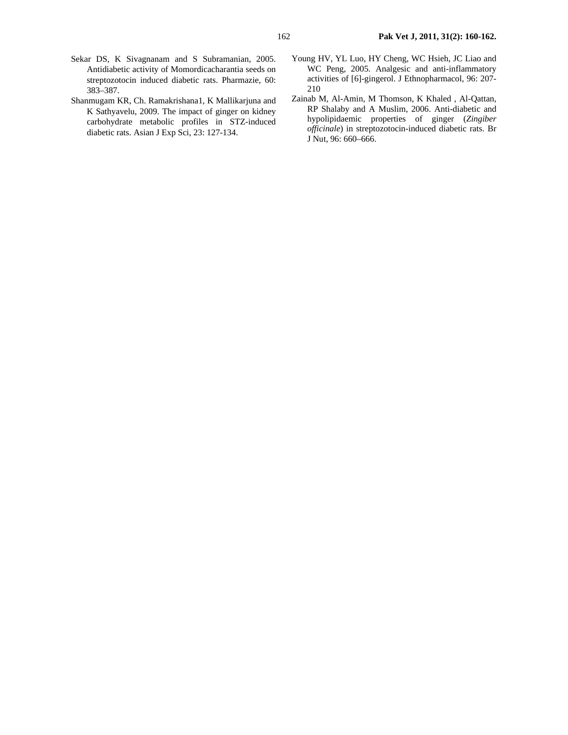Sekar DS, K Sivagnanam and S Subramanian, 2005. Antidiabetic activity of Momordicacharantia seeds on streptozotocin induced diabetic rats. Pharmazie, 60: 383–387.

Shanmugam KR, Ch. Ramakrishana1, K Mallikarjuna and K Sathyavelu, 2009. The impact of ginger on kidney carbohydrate metabolic profiles in STZ-induced diabetic rats. Asian J Exp Sci, 23: 127-134.

Young HV, YL Luo, HY Cheng, WC Hsieh, JC Liao and WC Peng, 2005. Analgesic and anti-inflammatory activities of [6]-gingerol. J Ethnopharmacol, 96: 207-210

Zainab M, Al-Amin, M Thomson, K Khaled , Al-Qattan, RP Shalaby and A Muslim, 2006. Anti-diabetic and hypolipidaemic properties of ginger (*Zingiber officinale*) in streptozotocin-induced diabetic rats. Br J Nut, 96: 660–666.